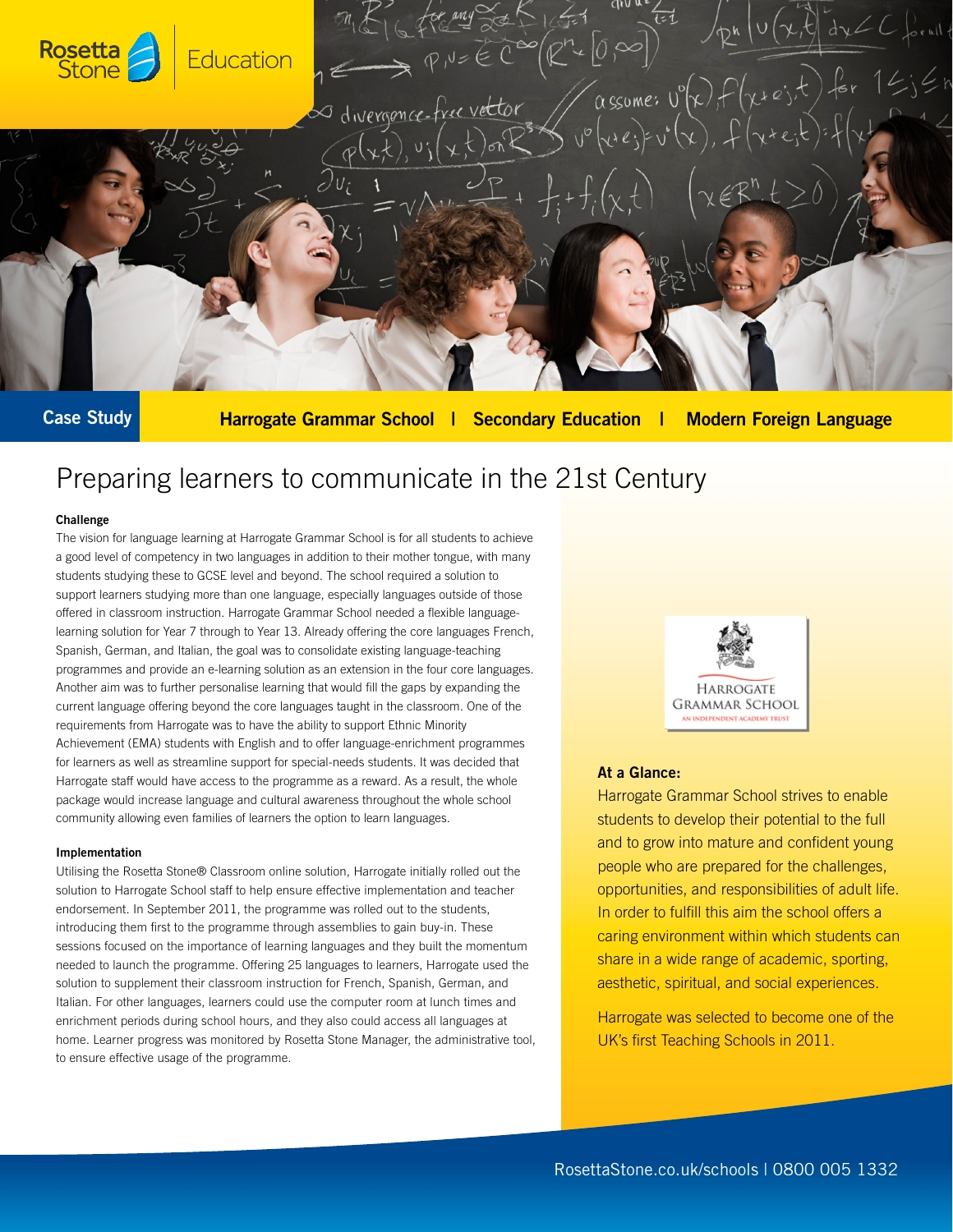Rosetta Stone Education

**Case Study** Harrogate Grammar School | Secondary Education | Modern Foreign Language

# Preparing learners to communicate in the 21st Century

### Challenge

The vision for language learning at Harrogate Grammar School is for all students to achieve a good level of competency in two languages in addition to their mother tongue, with many students studying these to GCSE level and beyond. The school required a solution to support learners studying more than one language, especially languages outside of those offered in classroom instruction. Harrogate Grammar School needed a flexible language-learning solution for Year 7 through to Year 13. Already offering the core languages French, Spanish, German, and Italian, the goal was to consolidate existing language-teaching programmes and provide an e-learning solution as an extension in the four core languages. Another aim was to further personalise learning that would fill the gaps by expanding the current language offering beyond the core languages taught in the classroom. One of the requirements from Harrogate was to have the ability to support Ethnic Minority Achievement (EMA) students with English and to offer language-enrichment programmes for learners as well as streamline support for special-needs students. It was decided that Harrogate staff would have access to the programme as a reward. As a result, the whole package would increase language and cultural awareness throughout the whole school community allowing even families of learners the option to learn languages.

### Implementation

Utilising the Rosetta Stone® Classroom online solution, Harrogate initially rolled out the solution to Harrogate School staff to help ensure effective implementation and teacher endorsement. In September 2011, the programme was rolled out to the students, introducing them first to the programme through assemblies to gain buy-in. These sessions focused on the importance of learning languages and they built the momentum needed to launch the programme. Offering 25 languages to learners, Harrogate used the solution to supplement their classroom instruction for French, Spanish, German, and Italian. For other languages, learners could use the computer room at lunch times and enrichment periods during school hours, and they also could access all languages at home. Learner progress was monitored by Rosetta Stone Manager, the administrative tool, to ensure effective usage of the programme.

HARROGATE GRAMMAR SCHOOL
AN INDEPENDENT ACADEMY TRUST

### At a Glance:

Harrogate Grammar School strives to enable students to develop their potential to the full and to grow into mature and confident young people who are prepared for the challenges, opportunities, and responsibilities of adult life. In order to fulfill this aim the school offers a caring environment within which students can share in a wide range of academic, sporting, aesthetic, spiritual, and social experiences.

Harrogate was selected to become one of the UK's first Teaching Schools in 2011.

RosettaStone.co.uk/schools | 0800 005 1332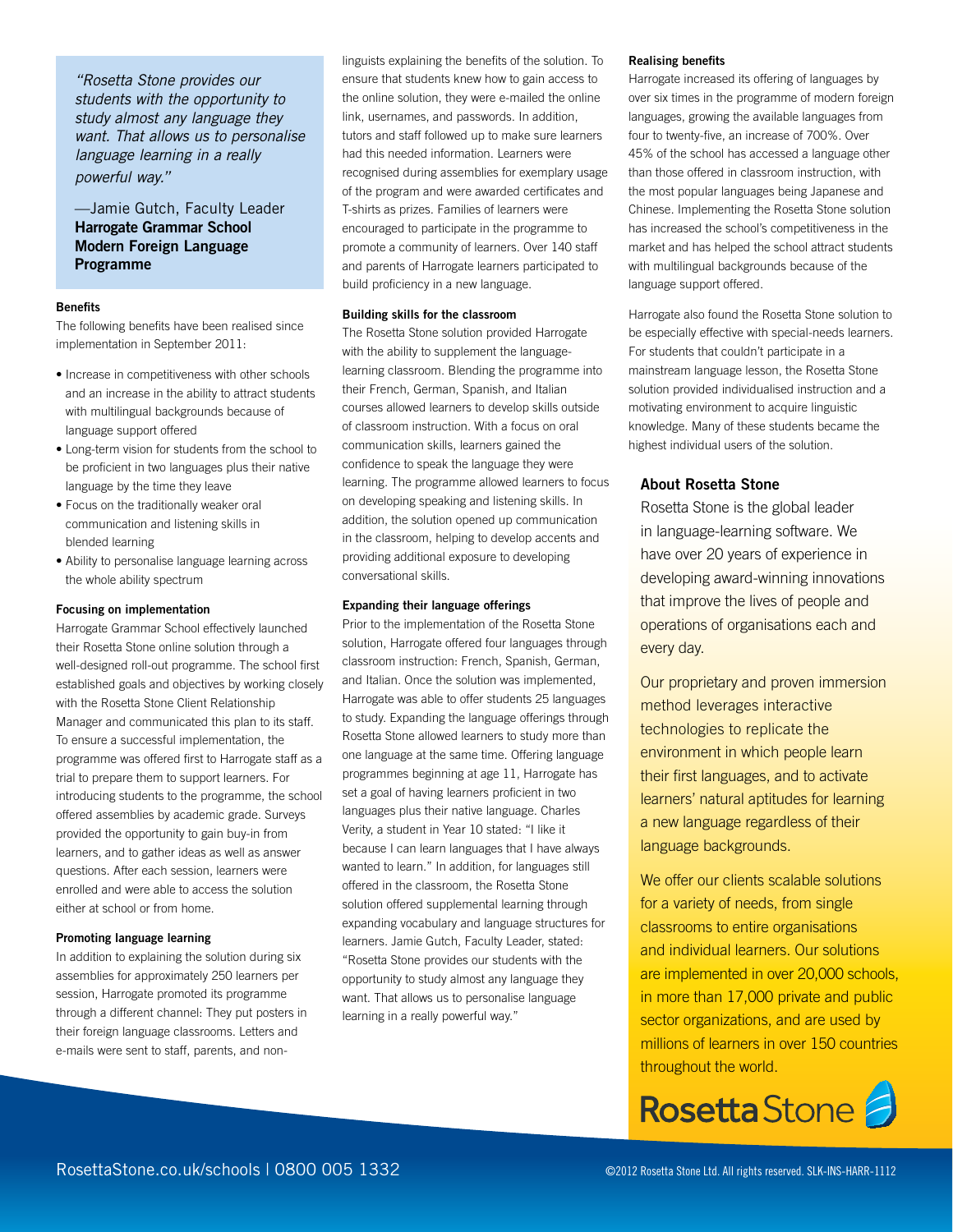> *"Rosetta Stone provides our students with the opportunity to study almost any language they want. That allows us to personalise language learning in a really powerful way."*
>
> —Jamie Gutch, Faculty Leader
> **Harrogate Grammar School Modern Foreign Language Programme**

**Benefits**

The following benefits have been realised since implementation in September 2011:

- Increase in competitiveness with other schools and an increase in the ability to attract students with multilingual backgrounds because of language support offered
- Long-term vision for students from the school to be proficient in two languages plus their native language by the time they leave
- Focus on the traditionally weaker oral communication and listening skills in blended learning
- Ability to personalise language learning across the whole ability spectrum

**Focusing on implementation**

Harrogate Grammar School effectively launched their Rosetta Stone online solution through a well-designed roll-out programme. The school first established goals and objectives by working closely with the Rosetta Stone Client Relationship Manager and communicated this plan to its staff. To ensure a successful implementation, the programme was offered first to Harrogate staff as a trial to prepare them to support learners. For introducing students to the programme, the school offered assemblies by academic grade. Surveys provided the opportunity to gain buy-in from learners, and to gather ideas as well as answer questions. After each session, learners were enrolled and were able to access the solution either at school or from home.

**Promoting language learning**

In addition to explaining the solution during six assemblies for approximately 250 learners per session, Harrogate promoted its programme through a different channel: They put posters in their foreign language classrooms. Letters and e-mails were sent to staff, parents, and non-linguists explaining the benefits of the solution. To ensure that students knew how to gain access to the online solution, they were e-mailed the online link, usernames, and passwords. In addition, tutors and staff followed up to make sure learners had this needed information. Learners were recognised during assemblies for exemplary usage of the program and were awarded certificates and T-shirts as prizes. Families of learners were encouraged to participate in the programme to promote a community of learners. Over 140 staff and parents of Harrogate learners participated to build proficiency in a new language.

**Building skills for the classroom**

The Rosetta Stone solution provided Harrogate with the ability to supplement the language-learning classroom. Blending the programme into their French, German, Spanish, and Italian courses allowed learners to develop skills outside of classroom instruction. With a focus on oral communication skills, learners gained the confidence to speak the language they were learning. The programme allowed learners to focus on developing speaking and listening skills. In addition, the solution opened up communication in the classroom, helping to develop accents and providing additional exposure to developing conversational skills.

**Expanding their language offerings**

Prior to the implementation of the Rosetta Stone solution, Harrogate offered four languages through classroom instruction: French, Spanish, German, and Italian. Once the solution was implemented, Harrogate was able to offer students 25 languages to study. Expanding the language offerings through Rosetta Stone allowed learners to study more than one language at the same time. Offering language programmes beginning at age 11, Harrogate has set a goal of having learners proficient in two languages plus their native language. Charles Verity, a student in Year 10 stated: "I like it because I can learn languages that I have always wanted to learn." In addition, for languages still offered in the classroom, the Rosetta Stone solution offered supplemental learning through expanding vocabulary and language structures for learners. Jamie Gutch, Faculty Leader, stated: "Rosetta Stone provides our students with the opportunity to study almost any language they want. That allows us to personalise language learning in a really powerful way."

**Realising benefits**

Harrogate increased its offering of languages by over six times in the programme of modern foreign languages, growing the available languages from four to twenty-five, an increase of 700%. Over 45% of the school has accessed a language other than those offered in classroom instruction, with the most popular languages being Japanese and Chinese. Implementing the Rosetta Stone solution has increased the school's competitiveness in the market and has helped the school attract students with multilingual backgrounds because of the language support offered.

Harrogate also found the Rosetta Stone solution to be especially effective with special-needs learners. For students that couldn't participate in a mainstream language lesson, the Rosetta Stone solution provided individualised instruction and a motivating environment to acquire linguistic knowledge. Many of these students became the highest individual users of the solution.

## About Rosetta Stone

Rosetta Stone is the global leader in language-learning software. We have over 20 years of experience in developing award-winning innovations that improve the lives of people and operations of organisations each and every day.

Our proprietary and proven immersion method leverages interactive technologies to replicate the environment in which people learn their first languages, and to activate learners' natural aptitudes for learning a new language regardless of their language backgrounds.

We offer our clients scalable solutions for a variety of needs, from single classrooms to entire organisations and individual learners. Our solutions are implemented in over 20,000 schools, in more than 17,000 private and public sector organizations, and are used by millions of learners in over 150 countries throughout the world.

Rosetta Stone

RosettaStone.co.uk/schools | 0800 005 1332

©2012 Rosetta Stone Ltd. All rights reserved. SLK-INS-HARR-1112